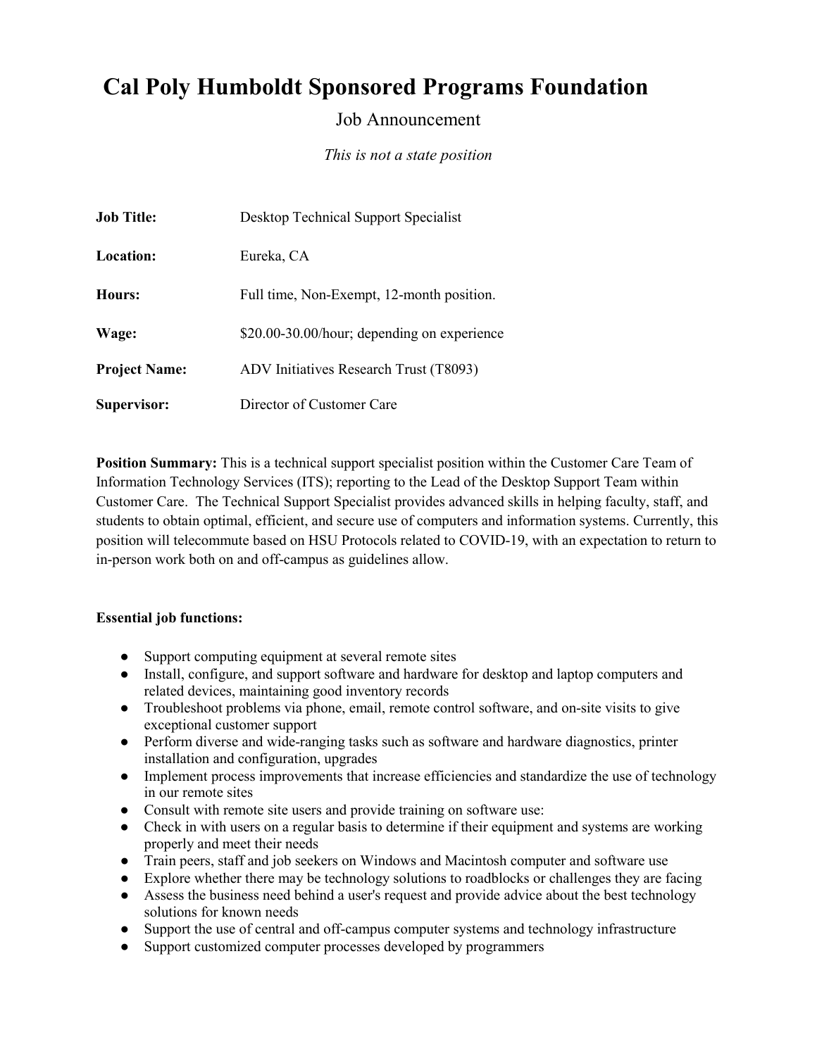# Cal Poly Humboldt Sponsored Programs Foundation

## Job Announcement

*This is not a state position*

| | |
|---|---|
| **Job Title:** | Desktop Technical Support Specialist |
| **Location:** | Eureka, CA |
| **Hours:** | Full time, Non-Exempt, 12-month position. |
| **Wage:** | $20.00-30.00/hour; depending on experience |
| **Project Name:** | ADV Initiatives Research Trust (T8093) |
| **Supervisor:** | Director of Customer Care |

**Position Summary:** This is a technical support specialist position within the Customer Care Team of Information Technology Services (ITS); reporting to the Lead of the Desktop Support Team within Customer Care. The Technical Support Specialist provides advanced skills in helping faculty, staff, and students to obtain optimal, efficient, and secure use of computers and information systems. Currently, this position will telecommute based on HSU Protocols related to COVID-19, with an expectation to return to in-person work both on and off-campus as guidelines allow.

**Essential job functions:**

- Support computing equipment at several remote sites
- Install, configure, and support software and hardware for desktop and laptop computers and related devices, maintaining good inventory records
- Troubleshoot problems via phone, email, remote control software, and on-site visits to give exceptional customer support
- Perform diverse and wide-ranging tasks such as software and hardware diagnostics, printer installation and configuration, upgrades
- Implement process improvements that increase efficiencies and standardize the use of technology in our remote sites
- Consult with remote site users and provide training on software use:
- Check in with users on a regular basis to determine if their equipment and systems are working properly and meet their needs
- Train peers, staff and job seekers on Windows and Macintosh computer and software use
- Explore whether there may be technology solutions to roadblocks or challenges they are facing
- Assess the business need behind a user's request and provide advice about the best technology solutions for known needs
- Support the use of central and off-campus computer systems and technology infrastructure
- Support customized computer processes developed by programmers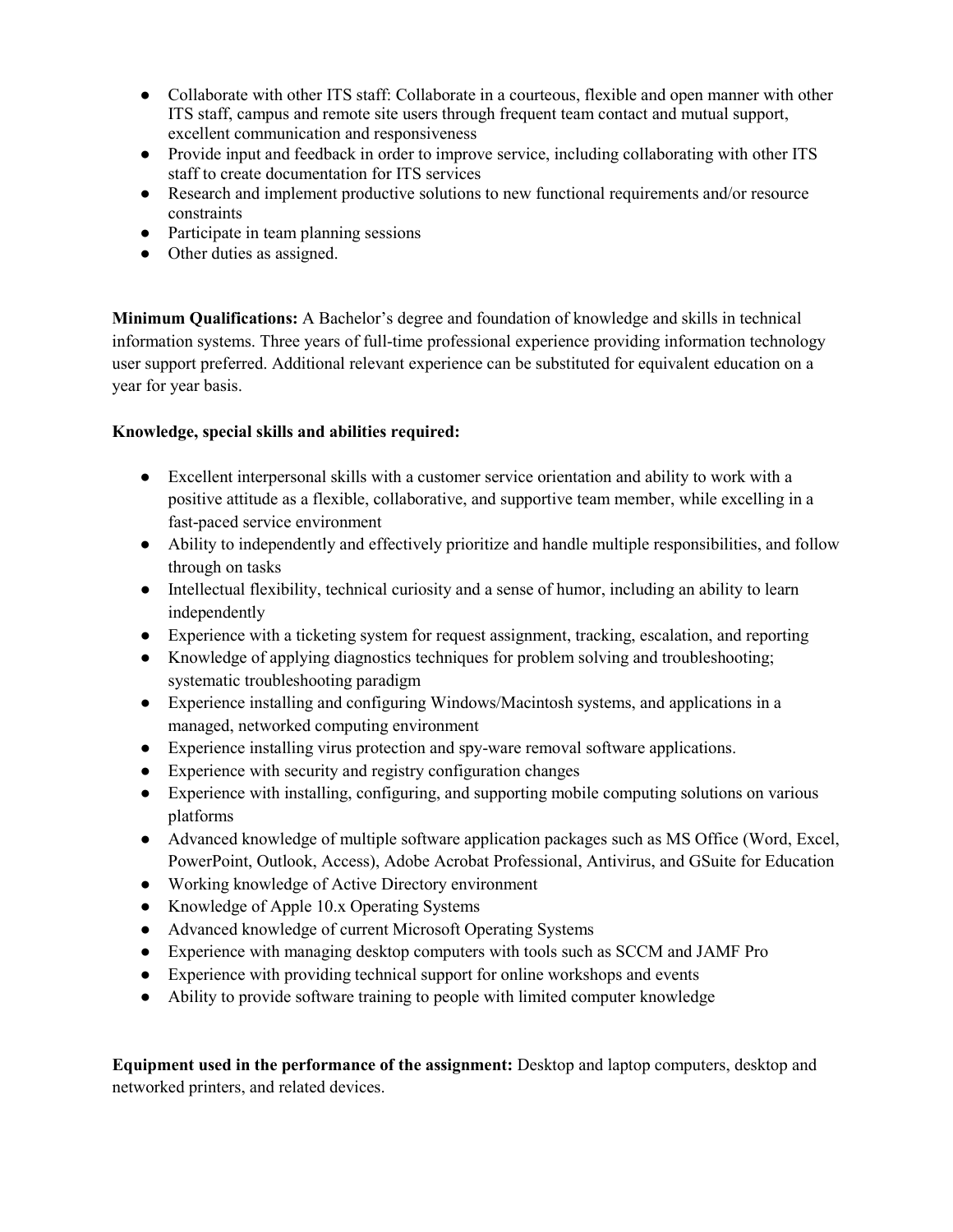- Collaborate with other ITS staff: Collaborate in a courteous, flexible and open manner with other ITS staff, campus and remote site users through frequent team contact and mutual support, excellent communication and responsiveness
- Provide input and feedback in order to improve service, including collaborating with other ITS staff to create documentation for ITS services
- Research and implement productive solutions to new functional requirements and/or resource constraints
- Participate in team planning sessions
- Other duties as assigned.

**Minimum Qualifications:** A Bachelor's degree and foundation of knowledge and skills in technical information systems. Three years of full-time professional experience providing information technology user support preferred. Additional relevant experience can be substituted for equivalent education on a year for year basis.

**Knowledge, special skills and abilities required:**

- Excellent interpersonal skills with a customer service orientation and ability to work with a positive attitude as a flexible, collaborative, and supportive team member, while excelling in a fast-paced service environment
- Ability to independently and effectively prioritize and handle multiple responsibilities, and follow through on tasks
- Intellectual flexibility, technical curiosity and a sense of humor, including an ability to learn independently
- Experience with a ticketing system for request assignment, tracking, escalation, and reporting
- Knowledge of applying diagnostics techniques for problem solving and troubleshooting; systematic troubleshooting paradigm
- Experience installing and configuring Windows/Macintosh systems, and applications in a managed, networked computing environment
- Experience installing virus protection and spy-ware removal software applications.
- Experience with security and registry configuration changes
- Experience with installing, configuring, and supporting mobile computing solutions on various platforms
- Advanced knowledge of multiple software application packages such as MS Office (Word, Excel, PowerPoint, Outlook, Access), Adobe Acrobat Professional, Antivirus, and GSuite for Education
- Working knowledge of Active Directory environment
- Knowledge of Apple 10.x Operating Systems
- Advanced knowledge of current Microsoft Operating Systems
- Experience with managing desktop computers with tools such as SCCM and JAMF Pro
- Experience with providing technical support for online workshops and events
- Ability to provide software training to people with limited computer knowledge

**Equipment used in the performance of the assignment:** Desktop and laptop computers, desktop and networked printers, and related devices.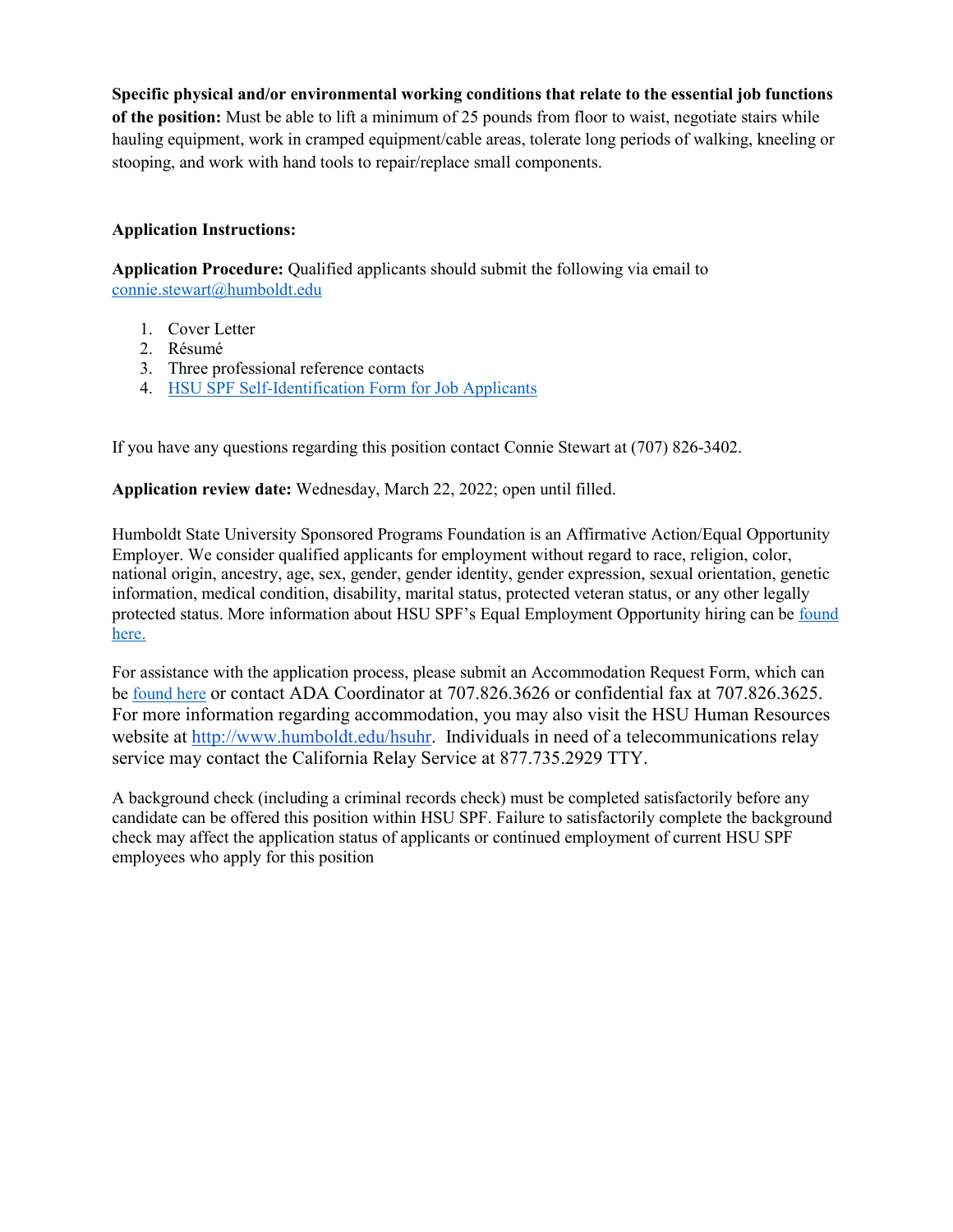**Specific physical and/or environmental working conditions that relate to the essential job functions of the position:** Must be able to lift a minimum of 25 pounds from floor to waist, negotiate stairs while hauling equipment, work in cramped equipment/cable areas, tolerate long periods of walking, kneeling or stooping, and work with hand tools to repair/replace small components.

**Application Instructions:**

**Application Procedure:** Qualified applicants should submit the following via email to connie.stewart@humboldt.edu

1. Cover Letter
2. Résumé
3. Three professional reference contacts
4. HSU SPF Self-Identification Form for Job Applicants

If you have any questions regarding this position contact Connie Stewart at (707) 826-3402.

**Application review date:** Wednesday, March 22, 2022; open until filled.

Humboldt State University Sponsored Programs Foundation is an Affirmative Action/Equal Opportunity Employer. We consider qualified applicants for employment without regard to race, religion, color, national origin, ancestry, age, sex, gender, gender identity, gender expression, sexual orientation, genetic information, medical condition, disability, marital status, protected veteran status, or any other legally protected status. More information about HSU SPF's Equal Employment Opportunity hiring can be found here.

For assistance with the application process, please submit an Accommodation Request Form, which can be found here or contact ADA Coordinator at 707.826.3626 or confidential fax at 707.826.3625. For more information regarding accommodation, you may also visit the HSU Human Resources website at http://www.humboldt.edu/hsuhr. Individuals in need of a telecommunications relay service may contact the California Relay Service at 877.735.2929 TTY.

A background check (including a criminal records check) must be completed satisfactorily before any candidate can be offered this position within HSU SPF. Failure to satisfactorily complete the background check may affect the application status of applicants or continued employment of current HSU SPF employees who apply for this position